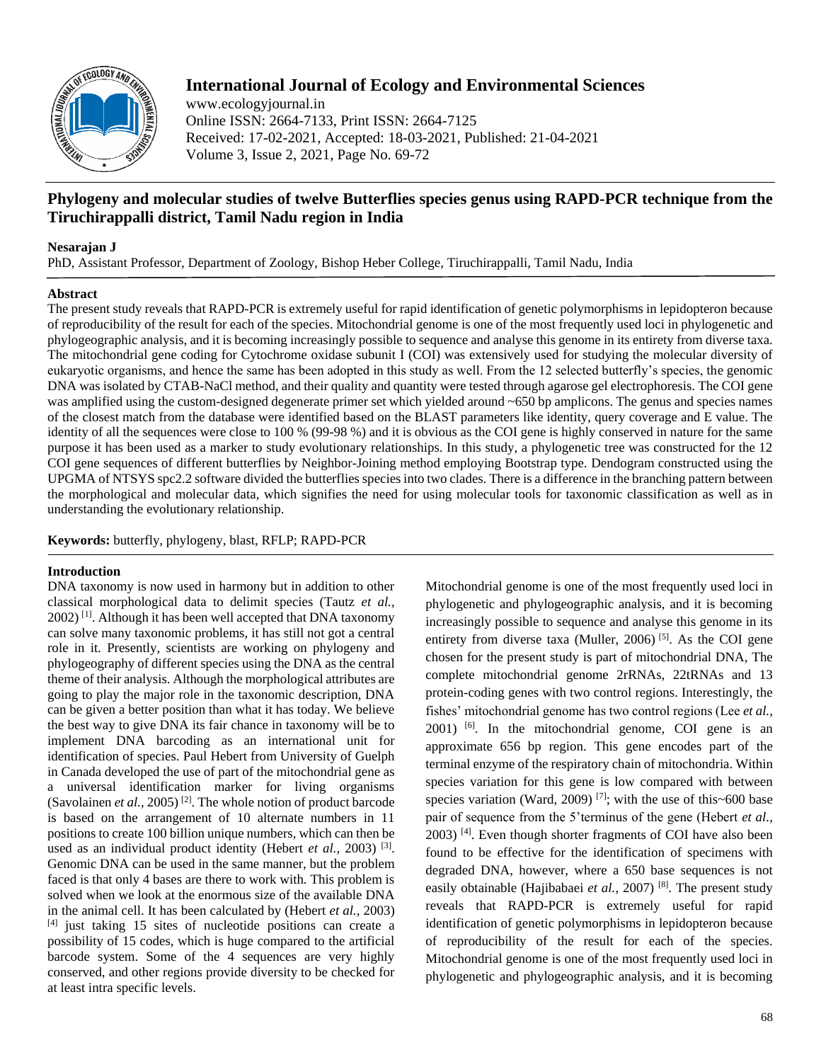# Phylogeny and molecular studies of twelve Butterflies species genus using RAPD-PCR technique from the Tiruchirappalli district, Tamil Nadu region in India

**Nesarajan J**

PhD, Assistant Professor, Department of Zoology, Bishop Heber College, Tiruchirappalli, Tamil Nadu, India

## Abstract

The present study reveals that RAPD-PCR is extremely useful for rapid identification of genetic polymorphisms in lepidopteron because of reproducibility of the result for each of the species. Mitochondrial genome is one of the most frequently used loci in phylogenetic and phylogeographic analysis, and it is becoming increasingly possible to sequence and analyse this genome in its entirety from diverse taxa. The mitochondrial gene coding for Cytochrome oxidase subunit I (COI) was extensively used for studying the molecular diversity of eukaryotic organisms, and hence the same has been adopted in this study as well. From the 12 selected butterfly's species, the genomic DNA was isolated by CTAB-NaCl method, and their quality and quantity were tested through agarose gel electrophoresis. The COI gene was amplified using the custom-designed degenerate primer set which yielded around ~650 bp amplicons. The genus and species names of the closest match from the database were identified based on the BLAST parameters like identity, query coverage and E value. The identity of all the sequences were close to 100 % (99-98 %) and it is obvious as the COI gene is highly conserved in nature for the same purpose it has been used as a marker to study evolutionary relationships. In this study, a phylogenetic tree was constructed for the 12 COI gene sequences of different butterflies by Neighbor-Joining method employing Bootstrap type. Dendogram constructed using the UPGMA of NTSYS spc2.2 software divided the butterflies species into two clades. There is a difference in the branching pattern between the morphological and molecular data, which signifies the need for using molecular tools for taxonomic classification as well as in understanding the evolutionary relationship.

**Keywords:** butterfly, phylogeny, blast, RFLP; RAPD-PCR

## Introduction

DNA taxonomy is now used in harmony but in addition to other classical morphological data to delimit species (Tautz *et al.,* 2002) [1]. Although it has been well accepted that DNA taxonomy can solve many taxonomic problems, it has still not got a central role in it. Presently, scientists are working on phylogeny and phylogeography of different species using the DNA as the central theme of their analysis. Although the morphological attributes are going to play the major role in the taxonomic description, DNA can be given a better position than what it has today. We believe the best way to give DNA its fair chance in taxonomy will be to implement DNA barcoding as an international unit for identification of species. Paul Hebert from University of Guelph in Canada developed the use of part of the mitochondrial gene as a universal identification marker for living organisms (Savolainen *et al.,* 2005) [2]. The whole notion of product barcode is based on the arrangement of 10 alternate numbers in 11 positions to create 100 billion unique numbers, which can then be used as an individual product identity (Hebert *et al.,* 2003) [3]. Genomic DNA can be used in the same manner, but the problem faced is that only 4 bases are there to work with. This problem is solved when we look at the enormous size of the available DNA in the animal cell. It has been calculated by (Hebert *et al.,* 2003) [4] just taking 15 sites of nucleotide positions can create a possibility of 15 codes, which is huge compared to the artificial barcode system. Some of the 4 sequences are very highly conserved, and other regions provide diversity to be checked for at least intra specific levels.

Mitochondrial genome is one of the most frequently used loci in phylogenetic and phylogeographic analysis, and it is becoming increasingly possible to sequence and analyse this genome in its entirety from diverse taxa (Muller, 2006) [5]. As the COI gene chosen for the present study is part of mitochondrial DNA, The complete mitochondrial genome 2rRNAs, 22tRNAs and 13 protein-coding genes with two control regions. Interestingly, the fishes' mitochondrial genome has two control regions (Lee *et al.,* 2001) [6]. In the mitochondrial genome, COI gene is an approximate 656 bp region. This gene encodes part of the terminal enzyme of the respiratory chain of mitochondria. Within species variation for this gene is low compared with between species variation (Ward, 2009) [7]; with the use of this~600 base pair of sequence from the 5'terminus of the gene (Hebert *et al.,* 2003) [4]. Even though shorter fragments of COI have also been found to be effective for the identification of specimens with degraded DNA, however, where a 650 base sequences is not easily obtainable (Hajibabaei *et al.,* 2007) [8]. The present study reveals that RAPD-PCR is extremely useful for rapid identification of genetic polymorphisms in lepidopteron because of reproducibility of the result for each of the species. Mitochondrial genome is one of the most frequently used loci in phylogenetic and phylogeographic analysis, and it is becoming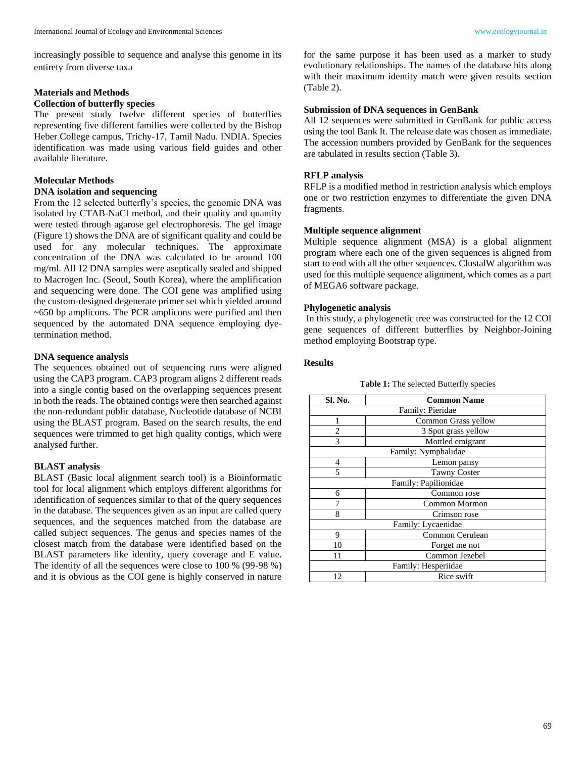increasingly possible to sequence and analyse this genome in its entirety from diverse taxa

## Materials and Methods

### Collection of butterfly species

The present study twelve different species of butterflies representing five different families were collected by the Bishop Heber College campus, Trichy-17, Tamil Nadu. INDIA. Species identification was made using various field guides and other available literature.

## Molecular Methods

### DNA isolation and sequencing

From the 12 selected butterfly's species, the genomic DNA was isolated by CTAB-NaCl method, and their quality and quantity were tested through agarose gel electrophoresis. The gel image (Figure 1) shows the DNA are of significant quality and could be used for any molecular techniques. The approximate concentration of the DNA was calculated to be around 100 mg/ml. All 12 DNA samples were aseptically sealed and shipped to Macrogen Inc. (Seoul, South Korea), where the amplification and sequencing were done. The COI gene was amplified using the custom-designed degenerate primer set which yielded around ~650 bp amplicons. The PCR amplicons were purified and then sequenced by the automated DNA sequence employing dye-termination method.

### DNA sequence analysis

The sequences obtained out of sequencing runs were aligned using the CAP3 program. CAP3 program aligns 2 different reads into a single contig based on the overlapping sequences present in both the reads. The obtained contigs were then searched against the non-redundant public database, Nucleotide database of NCBI using the BLAST program. Based on the search results, the end sequences were trimmed to get high quality contigs, which were analysed further.

### BLAST analysis

BLAST (Basic local alignment search tool) is a Bioinformatic tool for local alignment which employs different algorithms for identification of sequences similar to that of the query sequences in the database. The sequences given as an input are called query sequences, and the sequences matched from the database are called subject sequences. The genus and species names of the closest match from the database were identified based on the BLAST parameters like identity, query coverage and E value. The identity of all the sequences were close to 100 % (99-98 %) and it is obvious as the COI gene is highly conserved in nature for the same purpose it has been used as a marker to study evolutionary relationships. The names of the database hits along with their maximum identity match were given results section (Table 2).

### Submission of DNA sequences in GenBank

All 12 sequences were submitted in GenBank for public access using the tool Bank It. The release date was chosen as immediate. The accession numbers provided by GenBank for the sequences are tabulated in results section (Table 3).

### RFLP analysis

RFLP is a modified method in restriction analysis which employs one or two restriction enzymes to differentiate the given DNA fragments.

### Multiple sequence alignment

Multiple sequence alignment (MSA) is a global alignment program where each one of the given sequences is aligned from start to end with all the other sequences. ClustalW algorithm was used for this multiple sequence alignment, which comes as a part of MEGA6 software package.

### Phylogenetic analysis

In this study, a phylogenetic tree was constructed for the 12 COI gene sequences of different butterflies by Neighbor-Joining method employing Bootstrap type.

## Results

**Table 1:** The selected Butterfly species

| Sl. No. | Common Name |
|---|---|
| Family: Pieridae | |
| 1 | Common Grass yellow |
| 2 | 3 Spot grass yellow |
| 3 | Mottled emigrant |
| Family: Nymphalidae | |
| 4 | Lemon pansy |
| 5 | Tawny Coster |
| Family: Papilionidae | |
| 6 | Common rose |
| 7 | Common Mormon |
| 8 | Crimson rose |
| Family: Lycaenidae | |
| 9 | Common Cerulean |
| 10 | Forget me not |
| 11 | Common Jezebel |
| Family: Hesperiidae | |
| 12 | Rice swift |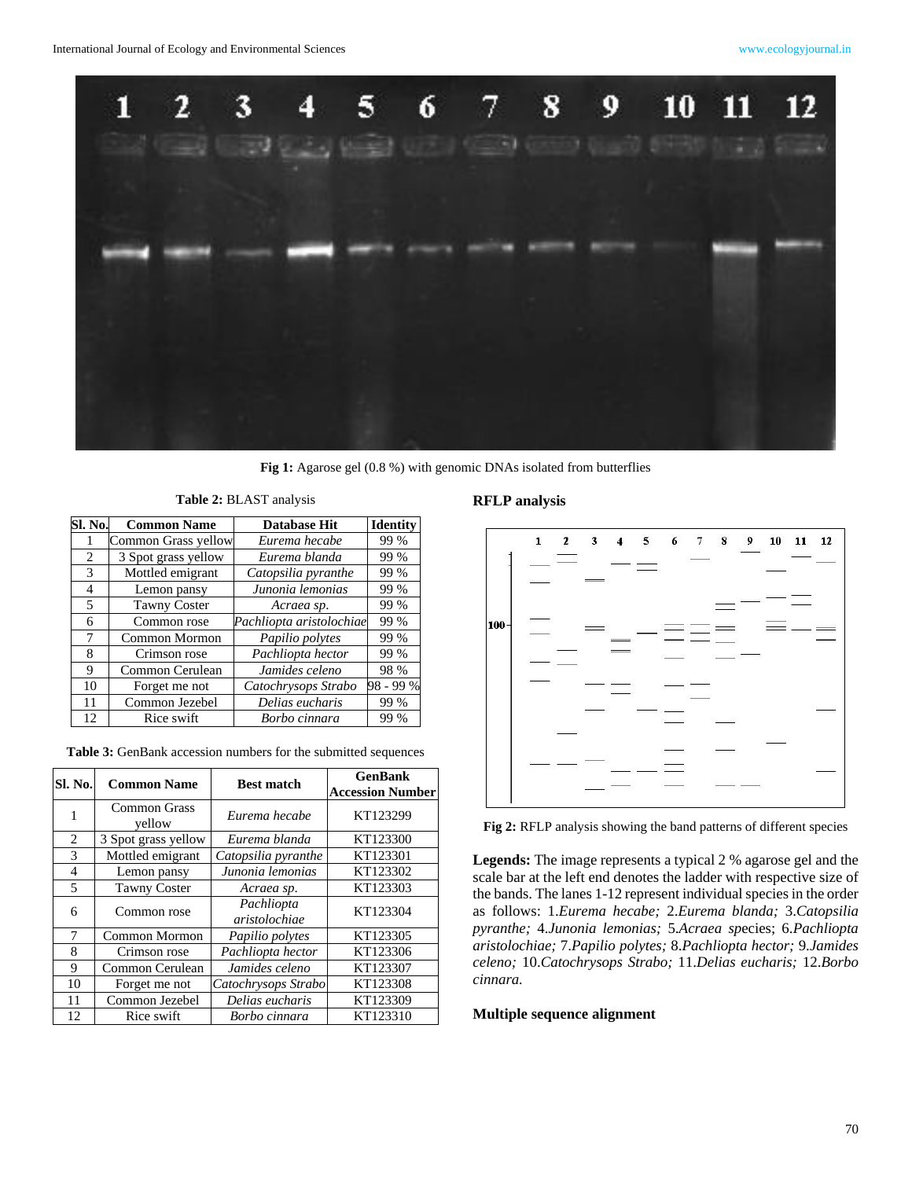Fig 1: Agarose gel (0.8 %) with genomic DNAs isolated from butterflies

**Table 2:** BLAST analysis

| Sl. No. | Common Name | Database Hit | Identity |
|---|---|---|---|
| 1 | Common Grass yellow | *Eurema hecabe* | 99 % |
| 2 | 3 Spot grass yellow | *Eurema blanda* | 99 % |
| 3 | Mottled emigrant | *Catopsilia pyranthe* | 99 % |
| 4 | Lemon pansy | *Junonia lemonias* | 99 % |
| 5 | Tawny Coster | *Acraea sp.* | 99 % |
| 6 | Common rose | *Pachliopta aristolochiae* | 99 % |
| 7 | Common Mormon | *Papilio polytes* | 99 % |
| 8 | Crimson rose | *Pachliopta hector* | 99 % |
| 9 | Common Cerulean | *Jamides celeno* | 98 % |
| 10 | Forget me not | *Catochrysops Strabo* | 98 - 99 % |
| 11 | Common Jezebel | *Delias eucharis* | 99 % |
| 12 | Rice swift | *Borbo cinnara* | 99 % |

**Table 3:** GenBank accession numbers for the submitted sequences

| Sl. No. | Common Name | Best match | GenBank Accession Number |
|---|---|---|---|
| 1 | Common Grass yellow | *Eurema hecabe* | KT123299 |
| 2 | 3 Spot grass yellow | *Eurema blanda* | KT123300 |
| 3 | Mottled emigrant | *Catopsilia pyranthe* | KT123301 |
| 4 | Lemon pansy | *Junonia lemonias* | KT123302 |
| 5 | Tawny Coster | *Acraea sp.* | KT123303 |
| 6 | Common rose | *Pachliopta aristolochiae* | KT123304 |
| 7 | Common Mormon | *Papilio polytes* | KT123305 |
| 8 | Crimson rose | *Pachliopta hector* | KT123306 |
| 9 | Common Cerulean | *Jamides celeno* | KT123307 |
| 10 | Forget me not | *Catochrysops Strabo* | KT123308 |
| 11 | Common Jezebel | *Delias eucharis* | KT123309 |
| 12 | Rice swift | *Borbo cinnara* | KT123310 |

**RFLP analysis**

Fig 2: RFLP analysis showing the band patterns of different species

**Legends:** The image represents a typical 2 % agarose gel and the scale bar at the left end denotes the ladder with respective size of the bands. The lanes 1-12 represent individual species in the order as follows: 1.*Eurema hecabe;* 2.*Eurema blanda;* 3.*Catopsilia pyranthe;* 4.*Junonia lemonias;* 5.*Acraea* species; 6.*Pachliopta aristolochiae;* 7.*Papilio polytes;* 8.*Pachliopta hector;* 9.*Jamides celeno;* 10.*Catochrysops Strabo;* 11.*Delias eucharis;* 12.*Borbo cinnara.*

**Multiple sequence alignment**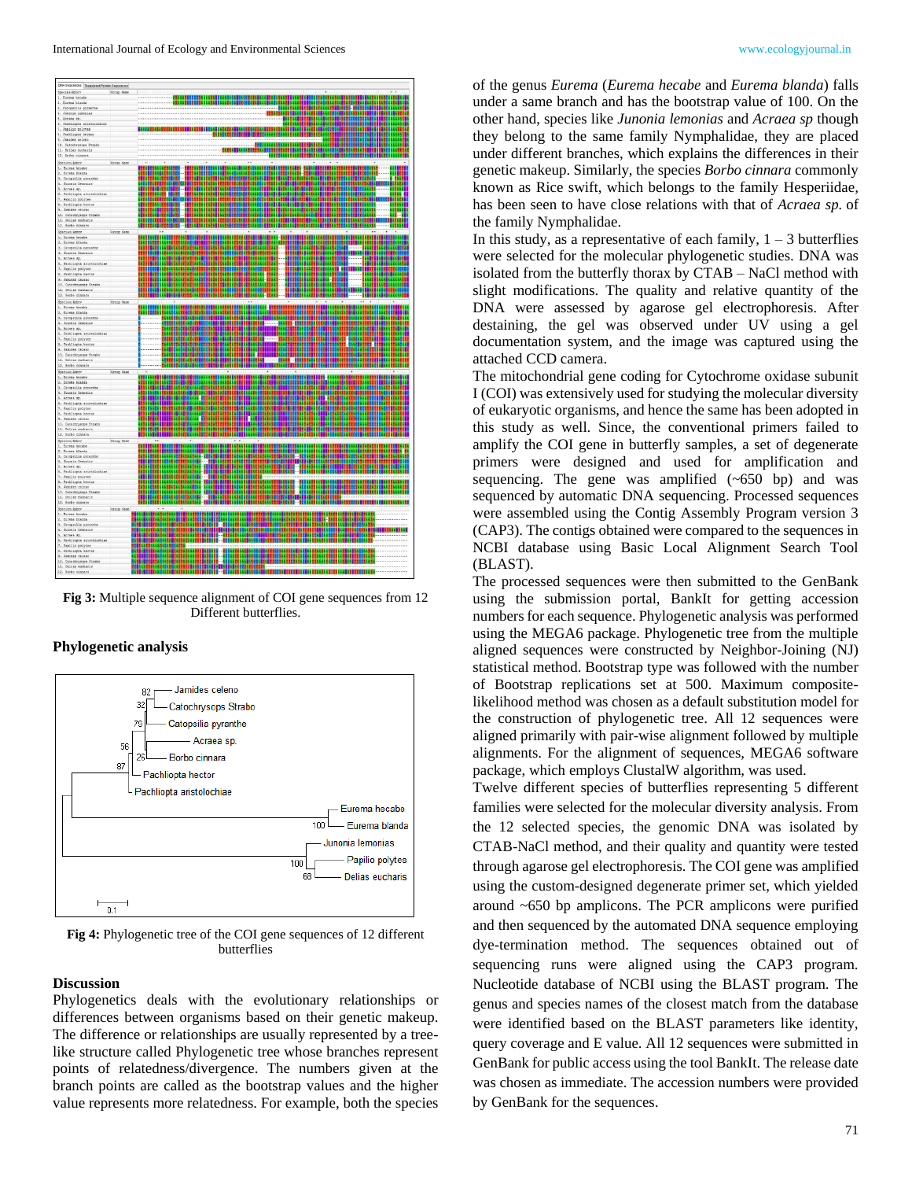Fig 3: Multiple sequence alignment of COI gene sequences from 12 Different butterflies.

## Phylogenetic analysis

Fig 4: Phylogenetic tree of the COI gene sequences of 12 different butterflies

## Discussion

Phylogenetics deals with the evolutionary relationships or differences between organisms based on their genetic makeup. The difference or relationships are usually represented by a tree-like structure called Phylogenetic tree whose branches represent points of relatedness/divergence. The numbers given at the branch points are called as the bootstrap values and the higher value represents more relatedness. For example, both the species of the genus *Eurema* (*Eurema hecabe* and *Eurema blanda*) falls under a same branch and has the bootstrap value of 100. On the other hand, species like *Junonia lemonias* and *Acraea sp* though they belong to the same family Nymphalidae, they are placed under different branches, which explains the differences in their genetic makeup. Similarly, the species *Borbo cinnara* commonly known as Rice swift, which belongs to the family Hesperiidae, has been seen to have close relations with that of *Acraea sp.* of the family Nymphalidae.

In this study, as a representative of each family, 1 – 3 butterflies were selected for the molecular phylogenetic studies. DNA was isolated from the butterfly thorax by CTAB – NaCl method with slight modifications. The quality and relative quantity of the DNA were assessed by agarose gel electrophoresis. After destaining, the gel was observed under UV using a gel documentation system, and the image was captured using the attached CCD camera.

The mitochondrial gene coding for Cytochrome oxidase subunit I (COI) was extensively used for studying the molecular diversity of eukaryotic organisms, and hence the same has been adopted in this study as well. Since, the conventional primers failed to amplify the COI gene in butterfly samples, a set of degenerate primers were designed and used for amplification and sequencing. The gene was amplified (~650 bp) and was sequenced by automatic DNA sequencing. Processed sequences were assembled using the Contig Assembly Program version 3 (CAP3). The contigs obtained were compared to the sequences in NCBI database using Basic Local Alignment Search Tool (BLAST).

The processed sequences were then submitted to the GenBank using the submission portal, BankIt for getting accession numbers for each sequence. Phylogenetic analysis was performed using the MEGA6 package. Phylogenetic tree from the multiple aligned sequences were constructed by Neighbor-Joining (NJ) statistical method. Bootstrap type was followed with the number of Bootstrap replications set at 500. Maximum composite-likelihood method was chosen as a default substitution model for the construction of phylogenetic tree. All 12 sequences were aligned primarily with pair-wise alignment followed by multiple alignments. For the alignment of sequences, MEGA6 software package, which employs ClustalW algorithm, was used.

Twelve different species of butterflies representing 5 different families were selected for the molecular diversity analysis. From the 12 selected species, the genomic DNA was isolated from CTAB-NaCl method, and their quality and quantity were tested through agarose gel electrophoresis. The COI gene was amplified using the custom-designed degenerate primer set, which yielded around ~650 bp amplicons. The PCR amplicons were purified and then sequenced by the automated DNA sequence employing dye-termination method. The sequences obtained out of sequencing runs were aligned using the CAP3 program. Nucleotide database of NCBI using the BLAST program. The genus and species names of the closest match from the database were identified based on the BLAST parameters like identity, query coverage and E value. All 12 sequences were submitted in GenBank for public access using the tool BankIt. The release date was chosen as immediate. The accession numbers were provided by GenBank for the sequences.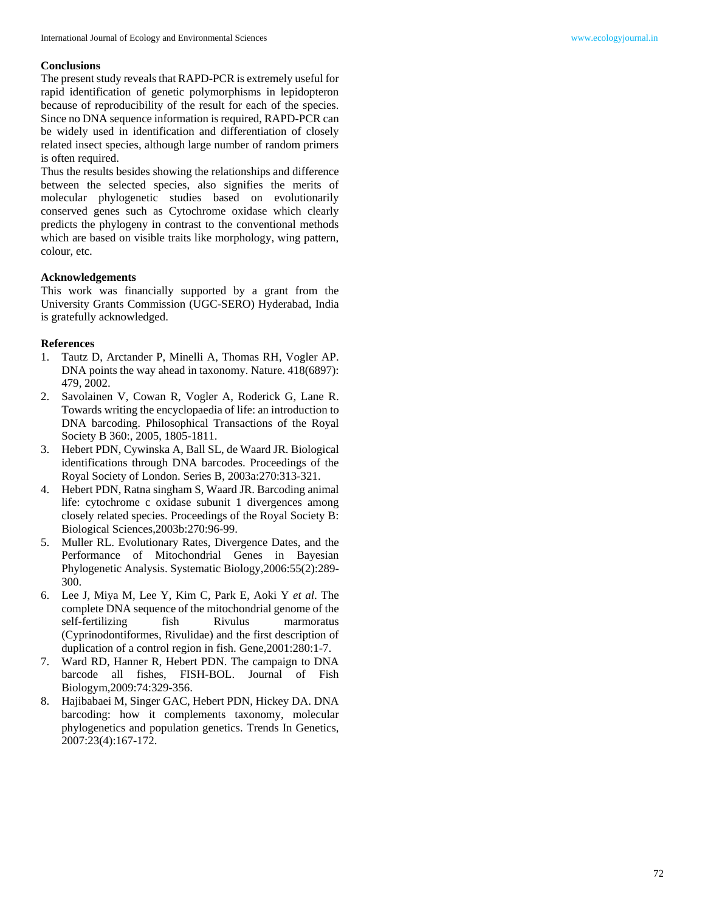## Conclusions

The present study reveals that RAPD-PCR is extremely useful for rapid identification of genetic polymorphisms in lepidopteron because of reproducibility of the result for each of the species. Since no DNA sequence information is required, RAPD-PCR can be widely used in identification and differentiation of closely related insect species, although large number of random primers is often required.

Thus the results besides showing the relationships and difference between the selected species, also signifies the merits of molecular phylogenetic studies based on evolutionarily conserved genes such as Cytochrome oxidase which clearly predicts the phylogeny in contrast to the conventional methods which are based on visible traits like morphology, wing pattern, colour, etc.

## Acknowledgements

This work was financially supported by a grant from the University Grants Commission (UGC-SERO) Hyderabad, India is gratefully acknowledged.

## References

1. Tautz D, Arctander P, Minelli A, Thomas RH, Vogler AP. DNA points the way ahead in taxonomy. Nature. 418(6897): 479, 2002.
2. Savolainen V, Cowan R, Vogler A, Roderick G, Lane R. Towards writing the encyclopaedia of life: an introduction to DNA barcoding. Philosophical Transactions of the Royal Society B 360:, 2005, 1805-1811.
3. Hebert PDN, Cywinska A, Ball SL, de Waard JR. Biological identifications through DNA barcodes. Proceedings of the Royal Society of London. Series B, 2003a:270:313-321.
4. Hebert PDN, Ratna singham S, Waard JR. Barcoding animal life: cytochrome c oxidase subunit 1 divergences among closely related species. Proceedings of the Royal Society B: Biological Sciences,2003b:270:96-99.
5. Muller RL. Evolutionary Rates, Divergence Dates, and the Performance of Mitochondrial Genes in Bayesian Phylogenetic Analysis. Systematic Biology,2006:55(2):289-300.
6. Lee J, Miya M, Lee Y, Kim C, Park E, Aoki Y *et al*. The complete DNA sequence of the mitochondrial genome of the self-fertilizing fish Rivulus marmoratus (Cyprinodontiformes, Rivulidae) and the first description of duplication of a control region in fish. Gene,2001:280:1-7.
7. Ward RD, Hanner R, Hebert PDN. The campaign to DNA barcode all fishes, FISH-BOL. Journal of Fish Biologym,2009:74:329-356.
8. Hajibabaei M, Singer GAC, Hebert PDN, Hickey DA. DNA barcoding: how it complements taxonomy, molecular phylogenetics and population genetics. Trends In Genetics, 2007:23(4):167-172.